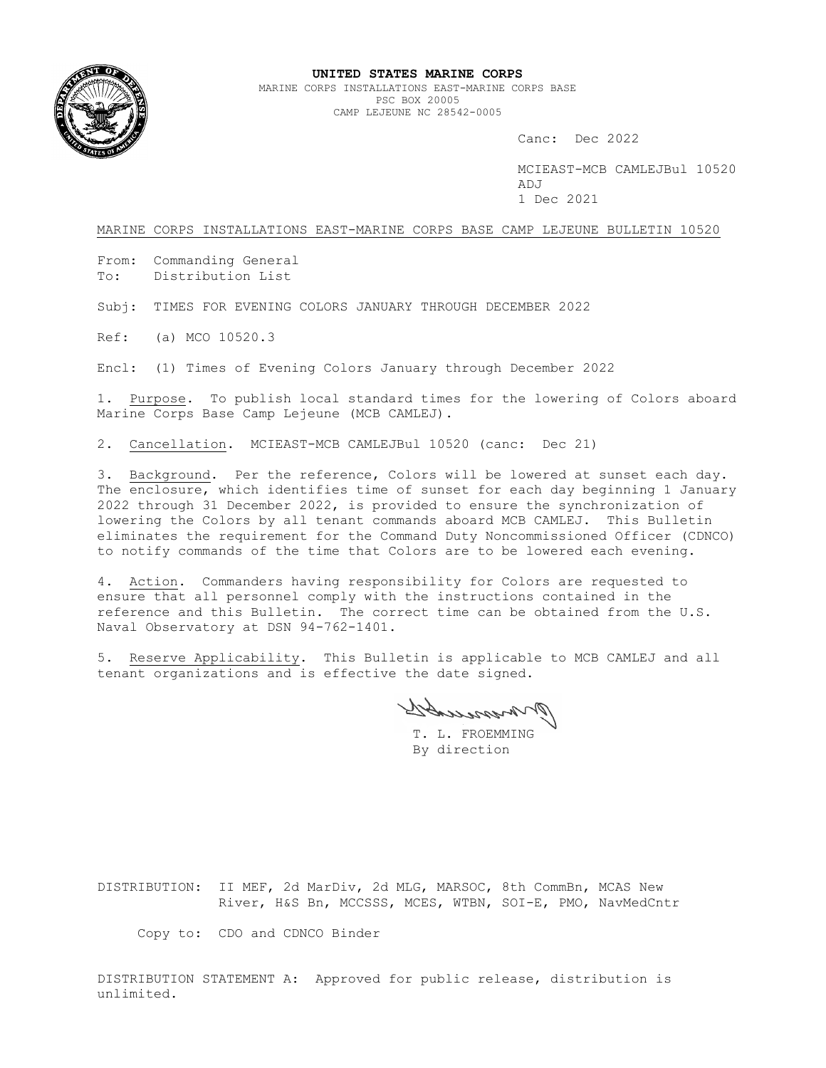**UNITED STATES MARINE CORPS**
MARINE CORPS INSTALLATIONS EAST-MARINE CORPS BASE
PSC BOX 20005
CAMP LEJEUNE NC 28542-0005

Canc: Dec 2022

MCIEAST-MCB CAMLEJBul 10520
ADJ
1 Dec 2021

MARINE CORPS INSTALLATIONS EAST-MARINE CORPS BASE CAMP LEJEUNE BULLETIN 10520

From: Commanding General
To: Distribution List

Subj: TIMES FOR EVENING COLORS JANUARY THROUGH DECEMBER 2022

Ref: (a) MCO 10520.3

Encl: (1) Times of Evening Colors January through December 2022

1. Purpose. To publish local standard times for the lowering of Colors aboard Marine Corps Base Camp Lejeune (MCB CAMLEJ).

2. Cancellation. MCIEAST-MCB CAMLEJBul 10520 (canc: Dec 21)

3. Background. Per the reference, Colors will be lowered at sunset each day. The enclosure, which identifies time of sunset for each day beginning 1 January 2022 through 31 December 2022, is provided to ensure the synchronization of lowering the Colors by all tenant commands aboard MCB CAMLEJ. This Bulletin eliminates the requirement for the Command Duty Noncommissioned Officer (CDNCO) to notify commands of the time that Colors are to be lowered each evening.

4. Action. Commanders having responsibility for Colors are requested to ensure that all personnel comply with the instructions contained in the reference and this Bulletin. The correct time can be obtained from the U.S. Naval Observatory at DSN 94-762-1401.

5. Reserve Applicability. This Bulletin is applicable to MCB CAMLEJ and all tenant organizations and is effective the date signed.

T. L. FROEMMING
By direction

DISTRIBUTION: II MEF, 2d MarDiv, 2d MLG, MARSOC, 8th CommBn, MCAS New River, H&S Bn, MCCSSS, MCES, WTBN, SOI-E, PMO, NavMedCntr

Copy to: CDO and CDNCO Binder

DISTRIBUTION STATEMENT A: Approved for public release, distribution is unlimited.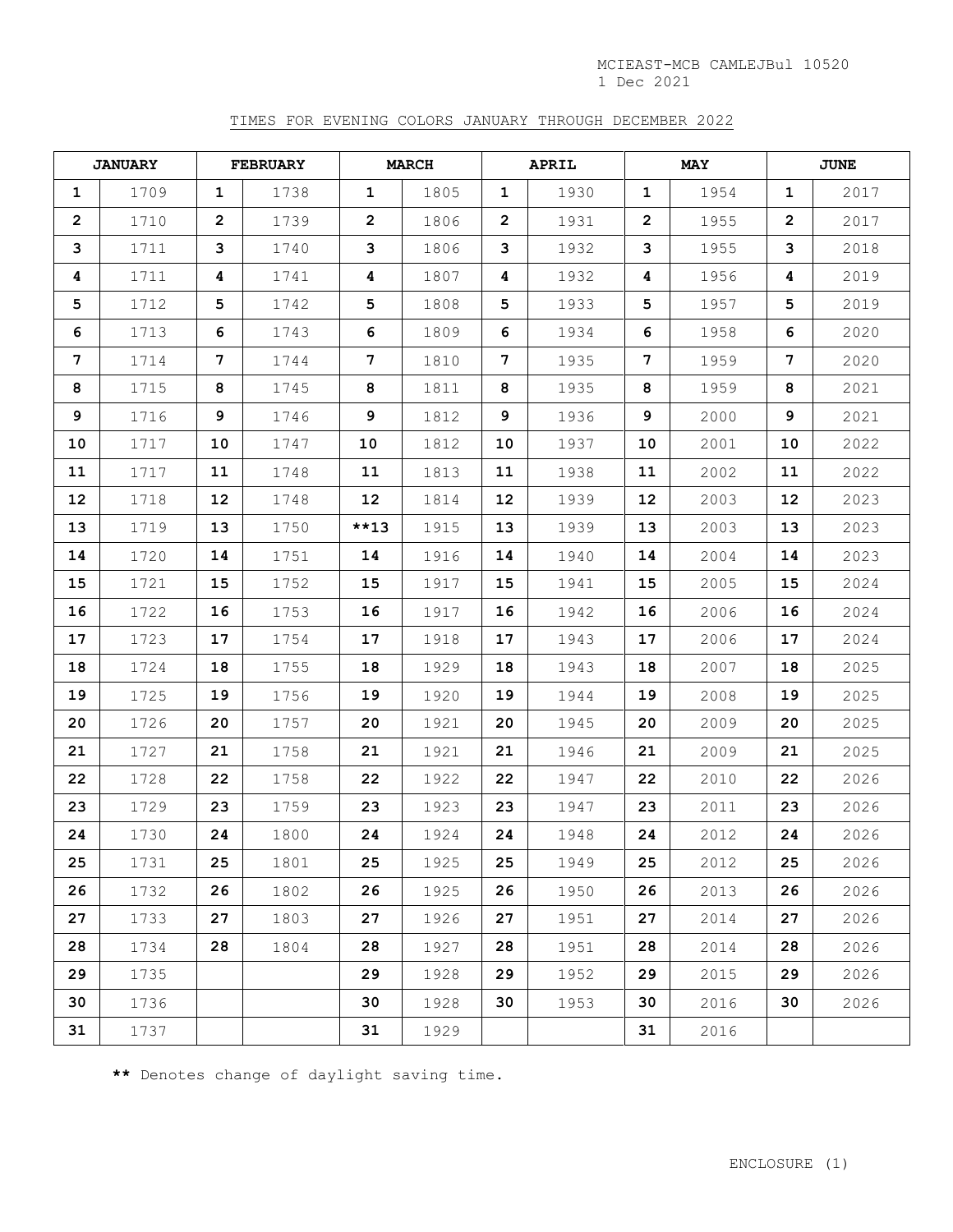MCIEAST-MCB CAMLEJBul 10520
1 Dec 2021

TIMES FOR EVENING COLORS JANUARY THROUGH DECEMBER 2022

| JANUARY | | FEBRUARY | | MARCH | | APRIL | | MAY | | JUNE | |
|---|---|---|---|---|---|---|---|---|---|---|---|
| **1** | 1709 | **1** | 1738 | **1** | 1805 | **1** | 1930 | **1** | 1954 | **1** | 2017 |
| **2** | 1710 | **2** | 1739 | **2** | 1806 | **2** | 1931 | **2** | 1955 | **2** | 2017 |
| **3** | 1711 | **3** | 1740 | **3** | 1806 | **3** | 1932 | **3** | 1955 | **3** | 2018 |
| **4** | 1711 | **4** | 1741 | **4** | 1807 | **4** | 1932 | **4** | 1956 | **4** | 2019 |
| **5** | 1712 | **5** | 1742 | **5** | 1808 | **5** | 1933 | **5** | 1957 | **5** | 2019 |
| **6** | 1713 | **6** | 1743 | **6** | 1809 | **6** | 1934 | **6** | 1958 | **6** | 2020 |
| **7** | 1714 | **7** | 1744 | **7** | 1810 | **7** | 1935 | **7** | 1959 | **7** | 2020 |
| **8** | 1715 | **8** | 1745 | **8** | 1811 | **8** | 1935 | **8** | 1959 | **8** | 2021 |
| **9** | 1716 | **9** | 1746 | **9** | 1812 | **9** | 1936 | **9** | 2000 | **9** | 2021 |
| **10** | 1717 | **10** | 1747 | **10** | 1812 | **10** | 1937 | **10** | 2001 | **10** | 2022 |
| **11** | 1717 | **11** | 1748 | **11** | 1813 | **11** | 1938 | **11** | 2002 | **11** | 2022 |
| **12** | 1718 | **12** | 1748 | **12** | 1814 | **12** | 1939 | **12** | 2003 | **12** | 2023 |
| **13** | 1719 | **13** | 1750 | **\*\*13** | 1915 | **13** | 1939 | **13** | 2003 | **13** | 2023 |
| **14** | 1720 | **14** | 1751 | **14** | 1916 | **14** | 1940 | **14** | 2004 | **14** | 2023 |
| **15** | 1721 | **15** | 1752 | **15** | 1917 | **15** | 1941 | **15** | 2005 | **15** | 2024 |
| **16** | 1722 | **16** | 1753 | **16** | 1917 | **16** | 1942 | **16** | 2006 | **16** | 2024 |
| **17** | 1723 | **17** | 1754 | **17** | 1918 | **17** | 1943 | **17** | 2006 | **17** | 2024 |
| **18** | 1724 | **18** | 1755 | **18** | 1929 | **18** | 1943 | **18** | 2007 | **18** | 2025 |
| **19** | 1725 | **19** | 1756 | **19** | 1920 | **19** | 1944 | **19** | 2008 | **19** | 2025 |
| **20** | 1726 | **20** | 1757 | **20** | 1921 | **20** | 1945 | **20** | 2009 | **20** | 2025 |
| **21** | 1727 | **21** | 1758 | **21** | 1921 | **21** | 1946 | **21** | 2009 | **21** | 2025 |
| **22** | 1728 | **22** | 1758 | **22** | 1922 | **22** | 1947 | **22** | 2010 | **22** | 2026 |
| **23** | 1729 | **23** | 1759 | **23** | 1923 | **23** | 1947 | **23** | 2011 | **23** | 2026 |
| **24** | 1730 | **24** | 1800 | **24** | 1924 | **24** | 1948 | **24** | 2012 | **24** | 2026 |
| **25** | 1731 | **25** | 1801 | **25** | 1925 | **25** | 1949 | **25** | 2012 | **25** | 2026 |
| **26** | 1732 | **26** | 1802 | **26** | 1925 | **26** | 1950 | **26** | 2013 | **26** | 2026 |
| **27** | 1733 | **27** | 1803 | **27** | 1926 | **27** | 1951 | **27** | 2014 | **27** | 2026 |
| **28** | 1734 | **28** | 1804 | **28** | 1927 | **28** | 1951 | **28** | 2014 | **28** | 2026 |
| **29** | 1735 | | | **29** | 1928 | **29** | 1952 | **29** | 2015 | **29** | 2026 |
| **30** | 1736 | | | **30** | 1928 | **30** | 1953 | **30** | 2016 | **30** | 2026 |
| **31** | 1737 | | | **31** | 1929 | | | **31** | 2016 | | |

**\*\*** Denotes change of daylight saving time.

ENCLOSURE (1)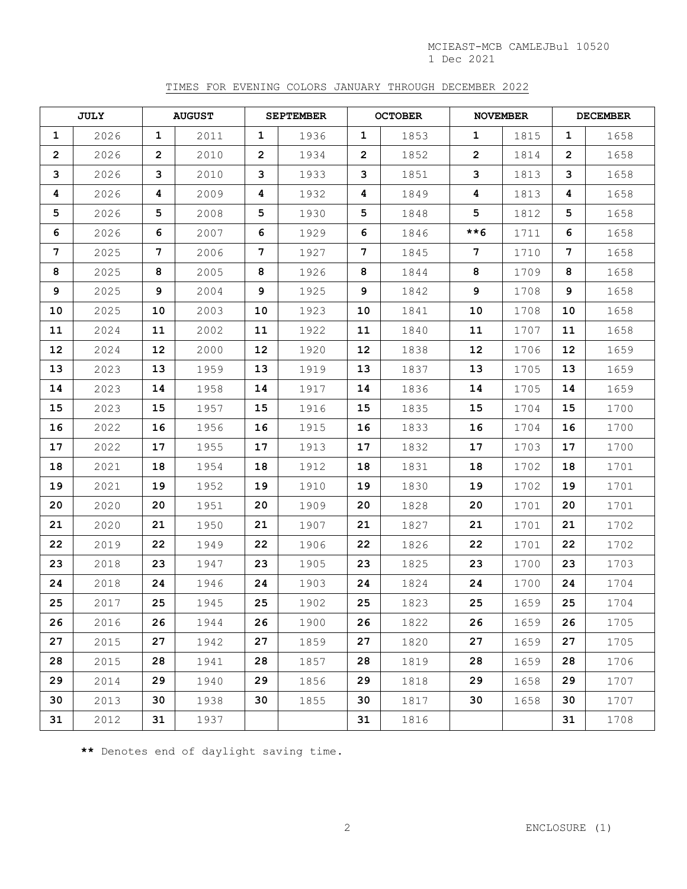TIMES FOR EVENING COLORS JANUARY THROUGH DECEMBER 2022

| JULY | | AUGUST | | SEPTEMBER | | OCTOBER | | NOVEMBER | | DECEMBER | |
|---|---|---|---|---|---|---|---|---|---|---|---|
| **1** | 2026 | **1** | 2011 | **1** | 1936 | **1** | 1853 | **1** | 1815 | **1** | 1658 |
| **2** | 2026 | **2** | 2010 | **2** | 1934 | **2** | 1852 | **2** | 1814 | **2** | 1658 |
| **3** | 2026 | **3** | 2010 | **3** | 1933 | **3** | 1851 | **3** | 1813 | **3** | 1658 |
| **4** | 2026 | **4** | 2009 | **4** | 1932 | **4** | 1849 | **4** | 1813 | **4** | 1658 |
| **5** | 2026 | **5** | 2008 | **5** | 1930 | **5** | 1848 | **5** | 1812 | **5** | 1658 |
| **6** | 2026 | **6** | 2007 | **6** | 1929 | **6** | 1846 | **\*\*6** | 1711 | **6** | 1658 |
| **7** | 2025 | **7** | 2006 | **7** | 1927 | **7** | 1845 | **7** | 1710 | **7** | 1658 |
| **8** | 2025 | **8** | 2005 | **8** | 1926 | **8** | 1844 | **8** | 1709 | **8** | 1658 |
| **9** | 2025 | **9** | 2004 | **9** | 1925 | **9** | 1842 | **9** | 1708 | **9** | 1658 |
| **10** | 2025 | **10** | 2003 | **10** | 1923 | **10** | 1841 | **10** | 1708 | **10** | 1658 |
| **11** | 2024 | **11** | 2002 | **11** | 1922 | **11** | 1840 | **11** | 1707 | **11** | 1658 |
| **12** | 2024 | **12** | 2000 | **12** | 1920 | **12** | 1838 | **12** | 1706 | **12** | 1659 |
| **13** | 2023 | **13** | 1959 | **13** | 1919 | **13** | 1837 | **13** | 1705 | **13** | 1659 |
| **14** | 2023 | **14** | 1958 | **14** | 1917 | **14** | 1836 | **14** | 1705 | **14** | 1659 |
| **15** | 2023 | **15** | 1957 | **15** | 1916 | **15** | 1835 | **15** | 1704 | **15** | 1700 |
| **16** | 2022 | **16** | 1956 | **16** | 1915 | **16** | 1833 | **16** | 1704 | **16** | 1700 |
| **17** | 2022 | **17** | 1955 | **17** | 1913 | **17** | 1832 | **17** | 1703 | **17** | 1700 |
| **18** | 2021 | **18** | 1954 | **18** | 1912 | **18** | 1831 | **18** | 1702 | **18** | 1701 |
| **19** | 2021 | **19** | 1952 | **19** | 1910 | **19** | 1830 | **19** | 1702 | **19** | 1701 |
| **20** | 2020 | **20** | 1951 | **20** | 1909 | **20** | 1828 | **20** | 1701 | **20** | 1701 |
| **21** | 2020 | **21** | 1950 | **21** | 1907 | **21** | 1827 | **21** | 1701 | **21** | 1702 |
| **22** | 2019 | **22** | 1949 | **22** | 1906 | **22** | 1826 | **22** | 1701 | **22** | 1702 |
| **23** | 2018 | **23** | 1947 | **23** | 1905 | **23** | 1825 | **23** | 1700 | **23** | 1703 |
| **24** | 2018 | **24** | 1946 | **24** | 1903 | **24** | 1824 | **24** | 1700 | **24** | 1704 |
| **25** | 2017 | **25** | 1945 | **25** | 1902 | **25** | 1823 | **25** | 1659 | **25** | 1704 |
| **26** | 2016 | **26** | 1944 | **26** | 1900 | **26** | 1822 | **26** | 1659 | **26** | 1705 |
| **27** | 2015 | **27** | 1942 | **27** | 1859 | **27** | 1820 | **27** | 1659 | **27** | 1705 |
| **28** | 2015 | **28** | 1941 | **28** | 1857 | **28** | 1819 | **28** | 1659 | **28** | 1706 |
| **29** | 2014 | **29** | 1940 | **29** | 1856 | **29** | 1818 | **29** | 1658 | **29** | 1707 |
| **30** | 2013 | **30** | 1938 | **30** | 1855 | **30** | 1817 | **30** | 1658 | **30** | 1707 |
| **31** | 2012 | **31** | 1937 | | | **31** | 1816 | | | **31** | 1708 |

**\*\*** Denotes end of daylight saving time.

ENCLOSURE (1)